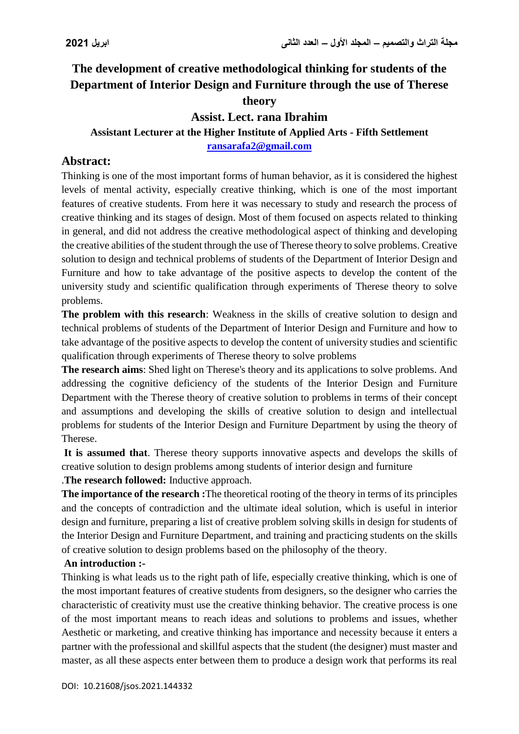# The development of creative methodological thinking for students of the Department of Interior Design and Furniture through the use of Therese theory

**Assist. Lect. rana Ibrahim**

**Assistant Lecturer at the Higher Institute of Applied Arts - Fifth Settlement**

**ransarafa2@gmail.com**

## Abstract:

Thinking is one of the most important forms of human behavior, as it is considered the highest levels of mental activity, especially creative thinking, which is one of the most important features of creative students. From here it was necessary to study and research the process of creative thinking and its stages of design. Most of them focused on aspects related to thinking in general, and did not address the creative methodological aspect of thinking and developing the creative abilities of the student through the use of Therese theory to solve problems. Creative solution to design and technical problems of students of the Department of Interior Design and Furniture and how to take advantage of the positive aspects to develop the content of the university study and scientific qualification through experiments of Therese theory to solve problems.

**The problem with this research**: Weakness in the skills of creative solution to design and technical problems of students of the Department of Interior Design and Furniture and how to take advantage of the positive aspects to develop the content of university studies and scientific qualification through experiments of Therese theory to solve problems

**The research aims**: Shed light on Therese's theory and its applications to solve problems. And addressing the cognitive deficiency of the students of the Interior Design and Furniture Department with the Therese theory of creative solution to problems in terms of their concept and assumptions and developing the skills of creative solution to design and intellectual problems for students of the Interior Design and Furniture Department by using the theory of Therese.

**It is assumed that**. Therese theory supports innovative aspects and develops the skills of creative solution to design problems among students of interior design and furniture

.**The research followed:** Inductive approach.

**The importance of the research :**The theoretical rooting of the theory in terms of its principles and the concepts of contradiction and the ultimate ideal solution, which is useful in interior design and furniture, preparing a list of creative problem solving skills in design for students of the Interior Design and Furniture Department, and training and practicing students on the skills of creative solution to design problems based on the philosophy of the theory.

**An introduction :-**

Thinking is what leads us to the right path of life, especially creative thinking, which is one of the most important features of creative students from designers, so the designer who carries the characteristic of creativity must use the creative thinking behavior. The creative process is one of the most important means to reach ideas and solutions to problems and issues, whether Aesthetic or marketing, and creative thinking has importance and necessity because it enters a partner with the professional and skillful aspects that the student (the designer) must master and master, as all these aspects enter between them to produce a design work that performs its real

DOI: 10.21608/jsos.2021.144332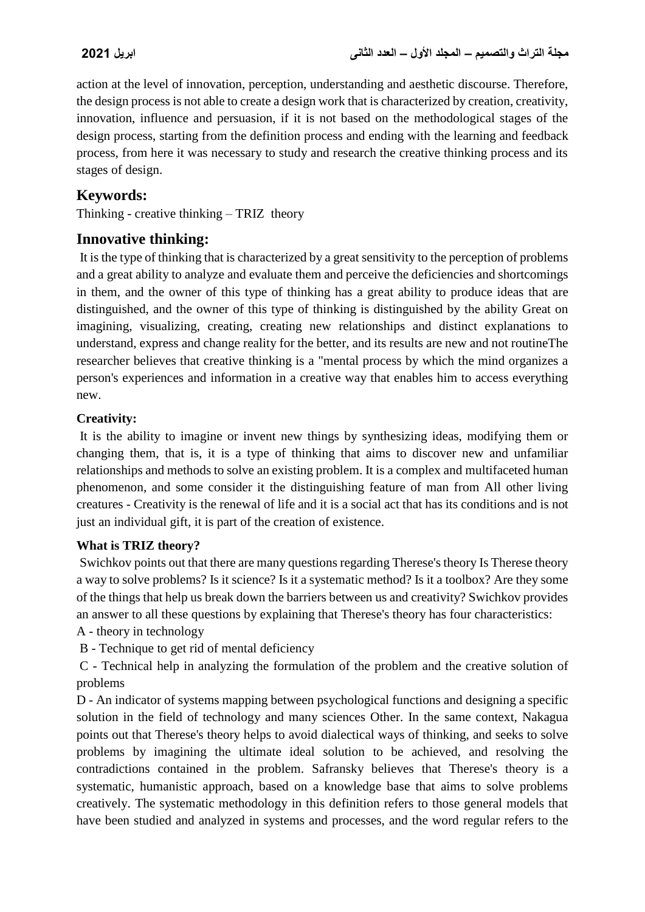action at the level of innovation, perception, understanding and aesthetic discourse. Therefore, the design process is not able to create a design work that is characterized by creation, creativity, innovation, influence and persuasion, if it is not based on the methodological stages of the design process, starting from the definition process and ending with the learning and feedback process, from here it was necessary to study and research the creative thinking process and its stages of design.

## Keywords:

Thinking - creative thinking – TRIZ theory

## Innovative thinking:

It is the type of thinking that is characterized by a great sensitivity to the perception of problems and a great ability to analyze and evaluate them and perceive the deficiencies and shortcomings in them, and the owner of this type of thinking has a great ability to produce ideas that are distinguished, and the owner of this type of thinking is distinguished by the ability Great on imagining, visualizing, creating, creating new relationships and distinct explanations to understand, express and change reality for the better, and its results are new and not routineThe researcher believes that creative thinking is a "mental process by which the mind organizes a person's experiences and information in a creative way that enables him to access everything new.

### Creativity:

It is the ability to imagine or invent new things by synthesizing ideas, modifying them or changing them, that is, it is a type of thinking that aims to discover new and unfamiliar relationships and methods to solve an existing problem. It is a complex and multifaceted human phenomenon, and some consider it the distinguishing feature of man from All other living creatures - Creativity is the renewal of life and it is a social act that has its conditions and is not just an individual gift, it is part of the creation of existence.

### What is TRIZ theory?

Swichkov points out that there are many questions regarding Therese's theory Is Therese theory a way to solve problems? Is it science? Is it a systematic method? Is it a toolbox? Are they some of the things that help us break down the barriers between us and creativity? Swichkov provides an answer to all these questions by explaining that Therese's theory has four characteristics:

A - theory in technology

B - Technique to get rid of mental deficiency

C - Technical help in analyzing the formulation of the problem and the creative solution of problems

D - An indicator of systems mapping between psychological functions and designing a specific solution in the field of technology and many sciences Other. In the same context, Nakagua points out that Therese's theory helps to avoid dialectical ways of thinking, and seeks to solve problems by imagining the ultimate ideal solution to be achieved, and resolving the contradictions contained in the problem. Safransky believes that Therese's theory is a systematic, humanistic approach, based on a knowledge base that aims to solve problems creatively. The systematic methodology in this definition refers to those general models that have been studied and analyzed in systems and processes, and the word regular refers to the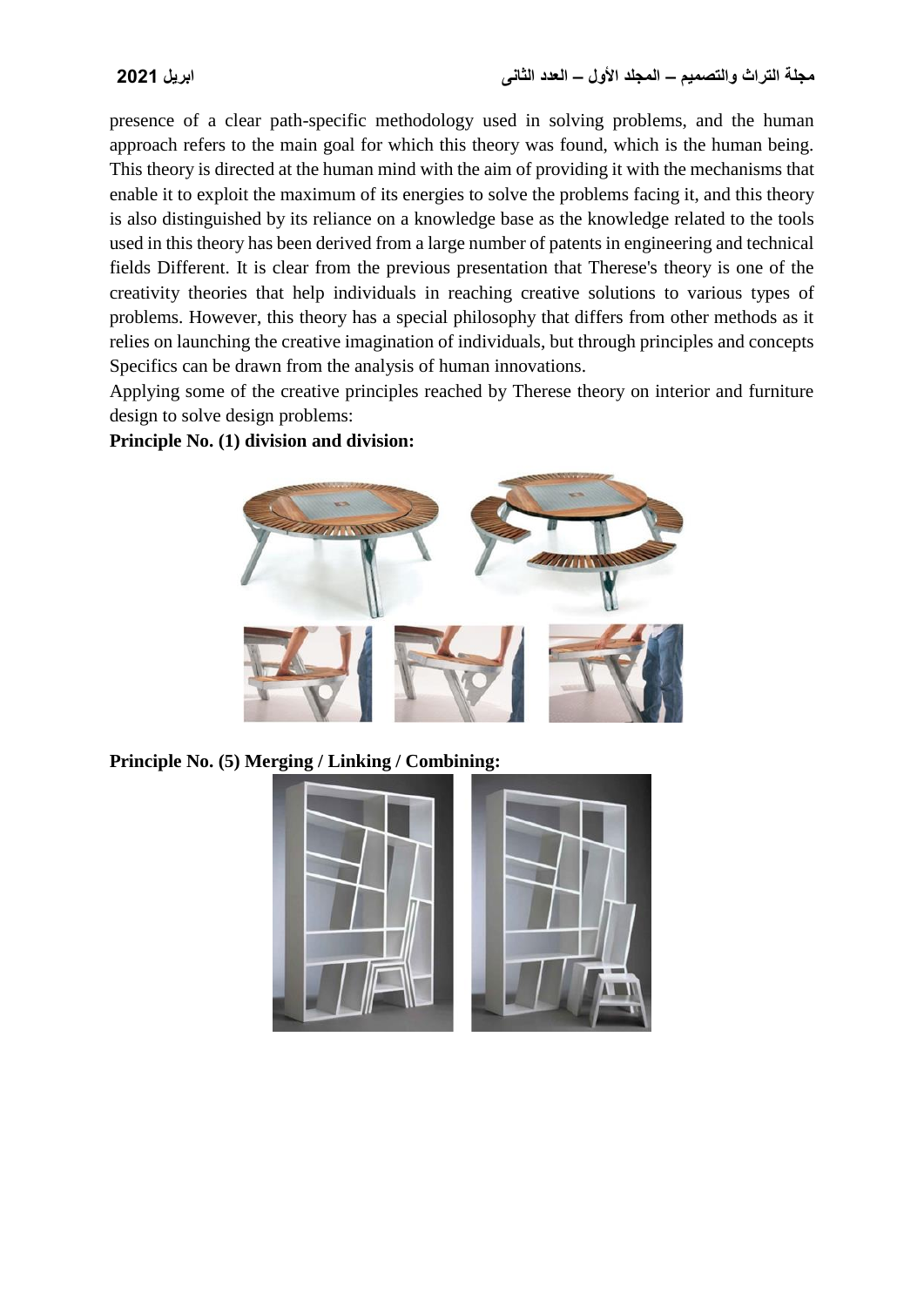presence of a clear path-specific methodology used in solving problems, and the human approach refers to the main goal for which this theory was found, which is the human being. This theory is directed at the human mind with the aim of providing it with the mechanisms that enable it to exploit the maximum of its energies to solve the problems facing it, and this theory is also distinguished by its reliance on a knowledge base as the knowledge related to the tools used in this theory has been derived from a large number of patents in engineering and technical fields Different. It is clear from the previous presentation that Therese's theory is one of the creativity theories that help individuals in reaching creative solutions to various types of problems. However, this theory has a special philosophy that differs from other methods as it relies on launching the creative imagination of individuals, but through principles and concepts Specifics can be drawn from the analysis of human innovations.

Applying some of the creative principles reached by Therese theory on interior and furniture design to solve design problems:

**Principle No. (1) division and division:**

**Principle No. (5) Merging / Linking / Combining:**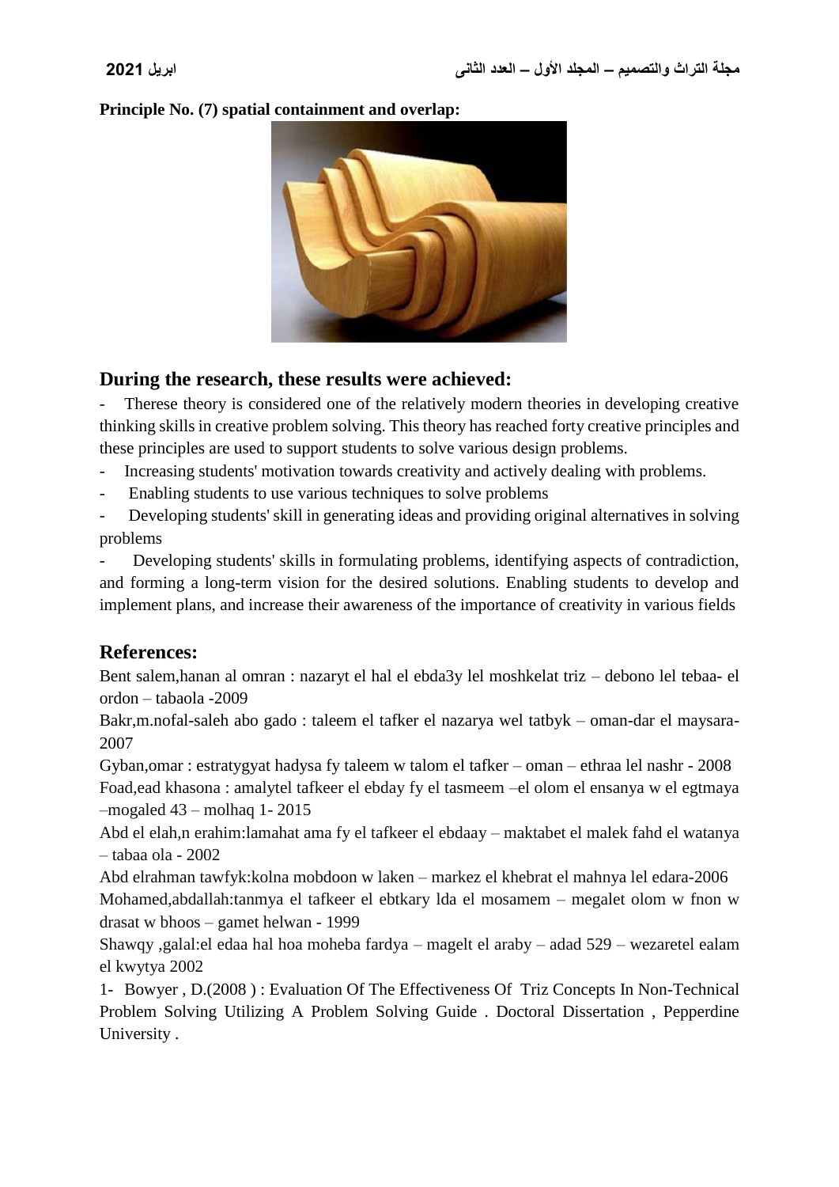**Principle No. (7) spatial containment and overlap:**

## During the research, these results were achieved:

- Therese theory is considered one of the relatively modern theories in developing creative thinking skills in creative problem solving. This theory has reached forty creative principles and these principles are used to support students to solve various design problems.
- Increasing students' motivation towards creativity and actively dealing with problems.
- Enabling students to use various techniques to solve problems
- Developing students' skill in generating ideas and providing original alternatives in solving problems
- Developing students' skills in formulating problems, identifying aspects of contradiction, and forming a long-term vision for the desired solutions. Enabling students to develop and implement plans, and increase their awareness of the importance of creativity in various fields

## References:

Bent salem,hanan al omran : nazaryt el hal el ebda3y lel moshkelat triz – debono lel tebaa- el ordon – tabaola -2009

Bakr,m.nofal-saleh abo gado : taleem el tafker el nazarya wel tatbyk – oman-dar el maysara-2007

Gyban,omar : estratygyat hadysa fy taleem w talom el tafker – oman – ethraa lel nashr - 2008

Foad,ead khasona : amalytel tafkeer el ebday fy el tasmeem –el olom el ensanya w el egtmaya –mogaled 43 – molhaq 1- 2015

Abd el elah,n erahim:lamahat ama fy el tafkeer el ebdaay – maktabet el malek fahd el watanya – tabaa ola - 2002

Abd elrahman tawfyk:kolna mobdoon w laken – markez el khebrat el mahnya lel edara-2006

Mohamed,abdallah:tanmya el tafkeer el ebtkary lda el mosamem – megalet olom w fnon w drasat w bhoos – gamet helwan - 1999

Shawqy ,galal:el edaa hal hoa moheba fardya – magelt el araby – adad 529 – wezaretel ealam el kwytya 2002

1- Bowyer , D.(2008 ) : Evaluation Of The Effectiveness Of Triz Concepts In Non-Technical Problem Solving Utilizing A Problem Solving Guide . Doctoral Dissertation , Pepperdine University .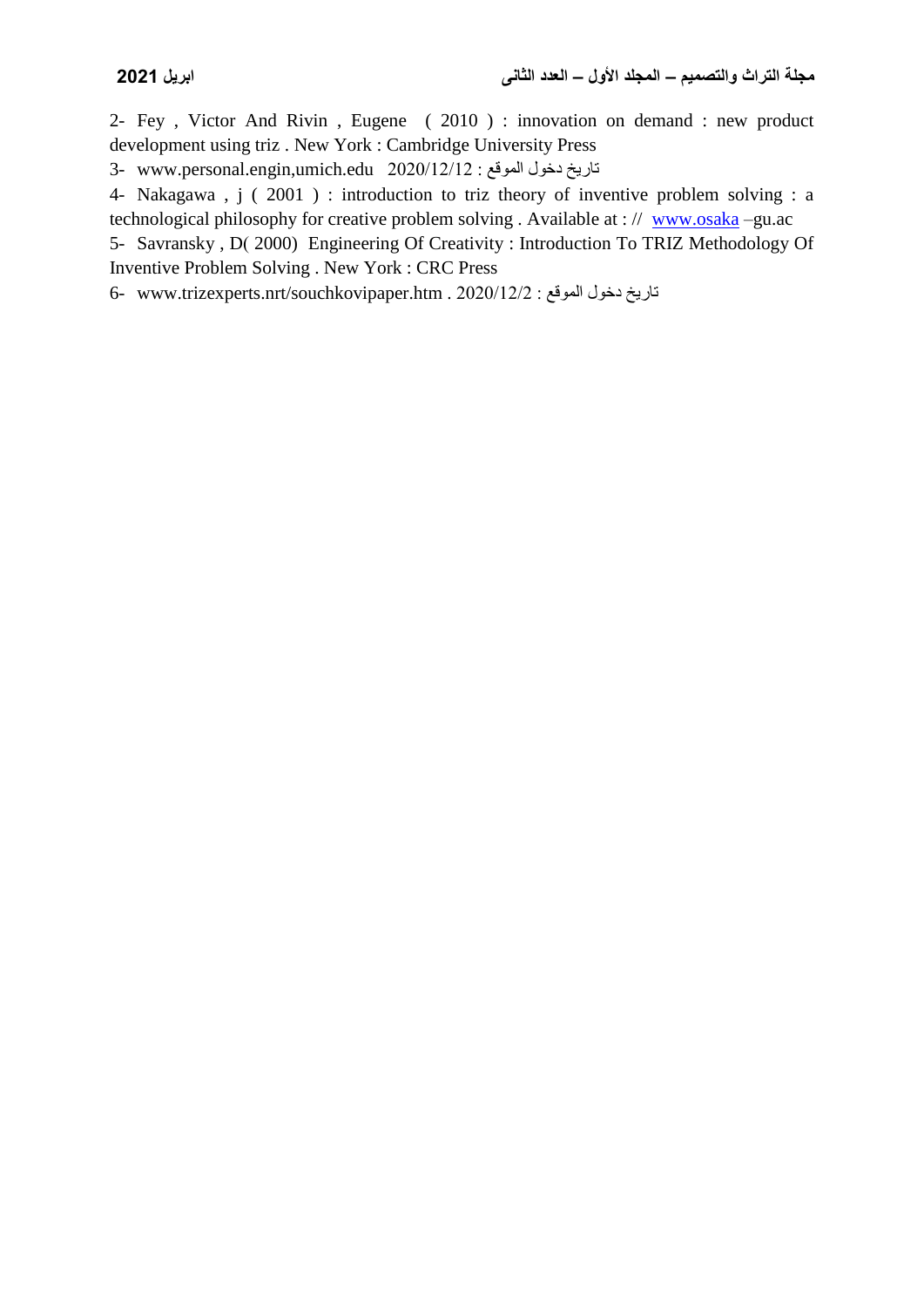2- Fey , Victor And Rivin , Eugene ( 2010 ) : innovation on demand : new product development using triz . New York : Cambridge University Press

3- www.personal.engin,umich.edu تاريخ دخول الموقع : 2020/12/12

4- Nakagawa , j ( 2001 ) : introduction to triz theory of inventive problem solving : a technological philosophy for creative problem solving . Available at : // www.osaka –gu.ac

5- Savransky , D( 2000) Engineering Of Creativity : Introduction To TRIZ Methodology Of Inventive Problem Solving . New York : CRC Press

6- www.trizexperts.nrt/souchkovipaper.htm . تاريخ دخول الموقع : 2020/12/2